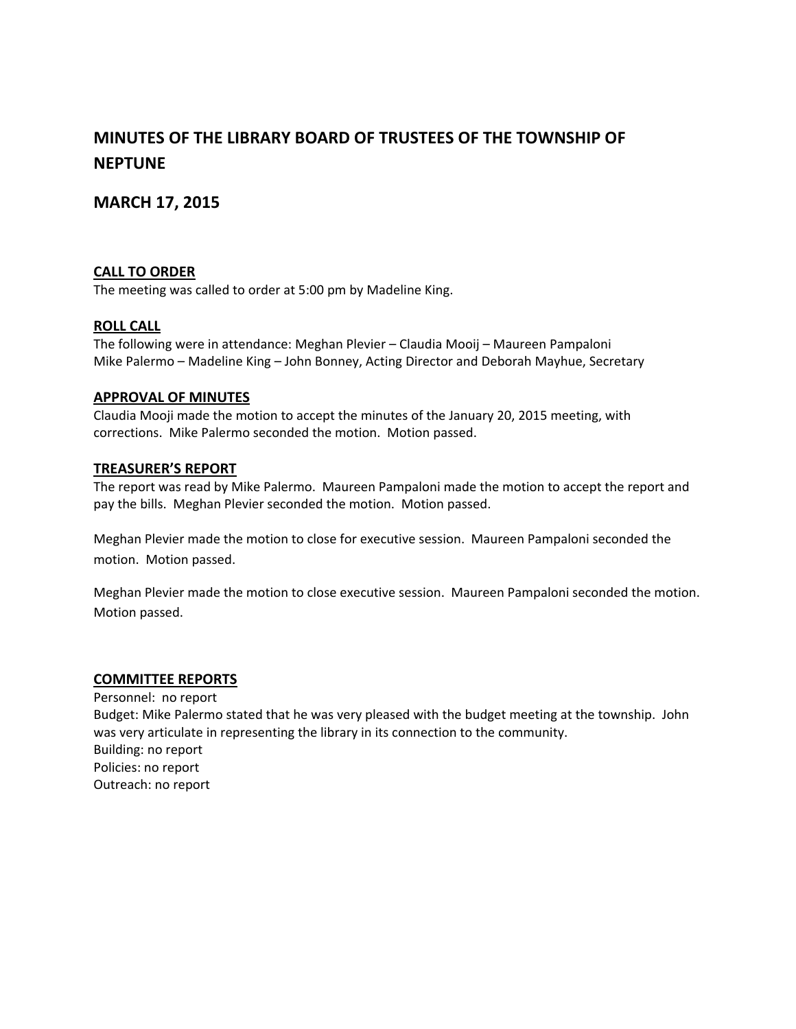# MINUTES OF THE LIBRARY BOARD OF TRUSTEES OF THE TOWNSHIP OF NEPTUNE

## MARCH 17, 2015

**CALL TO ORDER**

The meeting was called to order at 5:00 pm by Madeline King.

**ROLL CALL**

The following were in attendance: Meghan Plevier – Claudia Mooij – Maureen Pampaloni
Mike Palermo – Madeline King – John Bonney, Acting Director and Deborah Mayhue, Secretary

**APPROVAL OF MINUTES**

Claudia Mooji made the motion to accept the minutes of the January 20, 2015 meeting, with corrections. Mike Palermo seconded the motion. Motion passed.

**TREASURER'S REPORT**

The report was read by Mike Palermo. Maureen Pampaloni made the motion to accept the report and pay the bills. Meghan Plevier seconded the motion. Motion passed.

Meghan Plevier made the motion to close for executive session. Maureen Pampaloni seconded the motion. Motion passed.

Meghan Plevier made the motion to close executive session. Maureen Pampaloni seconded the motion. Motion passed.

**COMMITTEE REPORTS**

Personnel: no report
Budget: Mike Palermo stated that he was very pleased with the budget meeting at the township. John was very articulate in representing the library in its connection to the community.
Building: no report
Policies: no report
Outreach: no report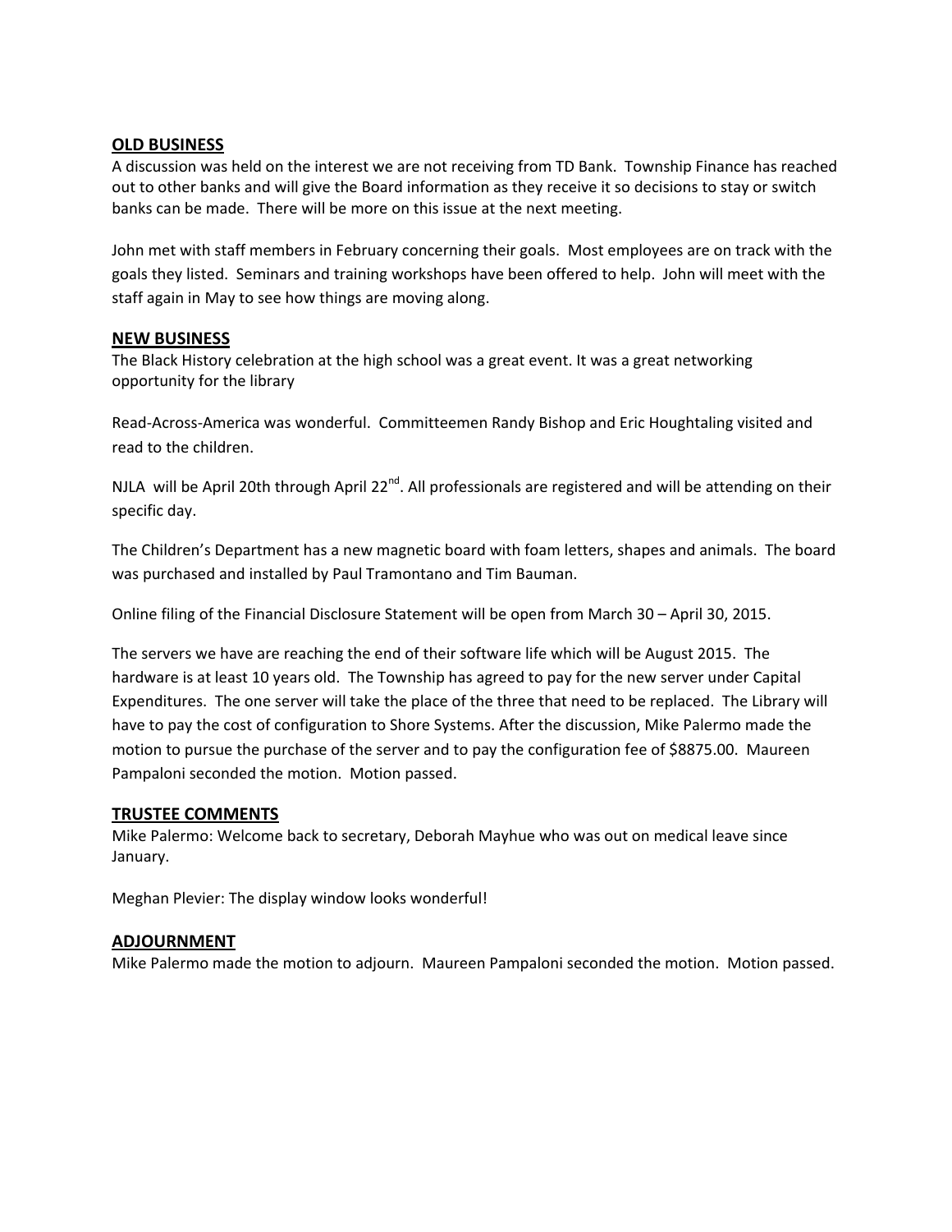## OLD BUSINESS

A discussion was held on the interest we are not receiving from TD Bank. Township Finance has reached out to other banks and will give the Board information as they receive it so decisions to stay or switch banks can be made. There will be more on this issue at the next meeting.

John met with staff members in February concerning their goals. Most employees are on track with the goals they listed. Seminars and training workshops have been offered to help. John will meet with the staff again in May to see how things are moving along.

## NEW BUSINESS

The Black History celebration at the high school was a great event. It was a great networking opportunity for the library

Read-Across-America was wonderful. Committeemen Randy Bishop and Eric Houghtaling visited and read to the children.

NJLA will be April 20th through April 22nd. All professionals are registered and will be attending on their specific day.

The Children's Department has a new magnetic board with foam letters, shapes and animals. The board was purchased and installed by Paul Tramontano and Tim Bauman.

Online filing of the Financial Disclosure Statement will be open from March 30 – April 30, 2015.

The servers we have are reaching the end of their software life which will be August 2015. The hardware is at least 10 years old. The Township has agreed to pay for the new server under Capital Expenditures. The one server will take the place of the three that need to be replaced. The Library will have to pay the cost of configuration to Shore Systems. After the discussion, Mike Palermo made the motion to pursue the purchase of the server and to pay the configuration fee of $8875.00. Maureen Pampaloni seconded the motion. Motion passed.

## TRUSTEE COMMENTS

Mike Palermo: Welcome back to secretary, Deborah Mayhue who was out on medical leave since January.

Meghan Plevier: The display window looks wonderful!

## ADJOURNMENT

Mike Palermo made the motion to adjourn. Maureen Pampaloni seconded the motion. Motion passed.